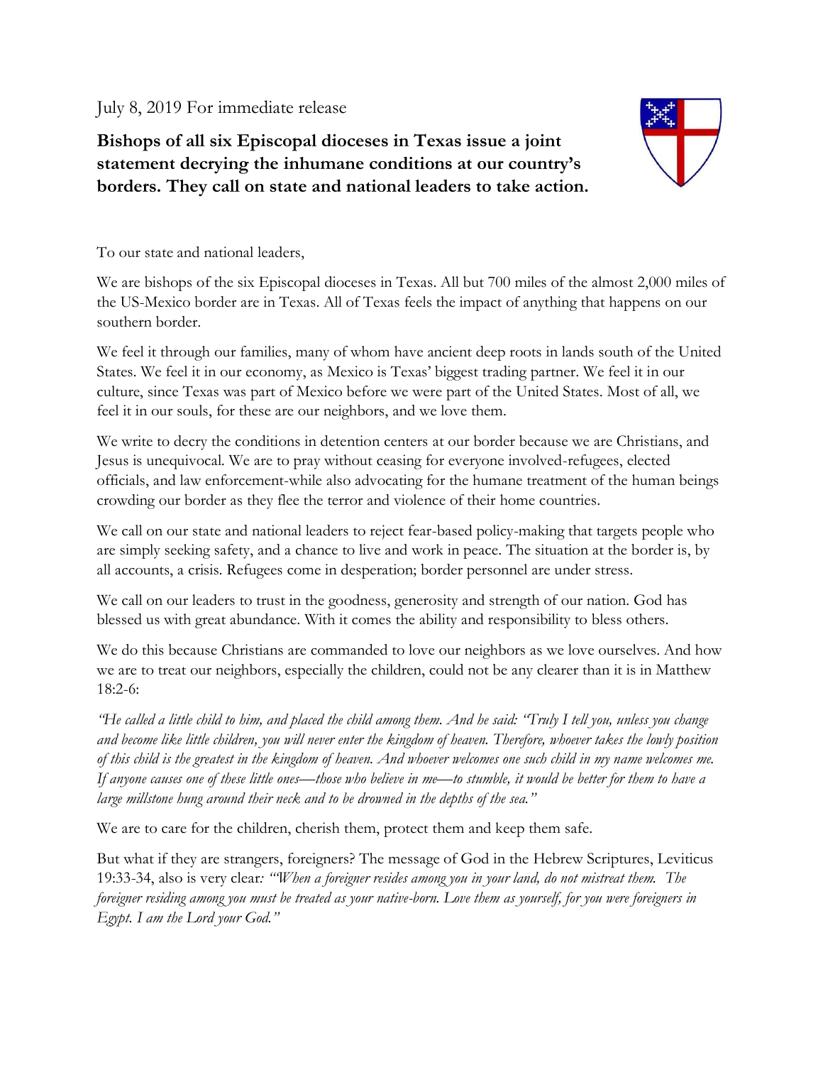July 8, 2019 For immediate release

**Bishops of all six Episcopal dioceses in Texas issue a joint statement decrying the inhumane conditions at our country's borders. They call on state and national leaders to take action.**

To our state and national leaders,

We are bishops of the six Episcopal dioceses in Texas. All but 700 miles of the almost 2,000 miles of the US-Mexico border are in Texas. All of Texas feels the impact of anything that happens on our southern border.

We feel it through our families, many of whom have ancient deep roots in lands south of the United States. We feel it in our economy, as Mexico is Texas' biggest trading partner. We feel it in our culture, since Texas was part of Mexico before we were part of the United States. Most of all, we feel it in our souls, for these are our neighbors, and we love them.

We write to decry the conditions in detention centers at our border because we are Christians, and Jesus is unequivocal. We are to pray without ceasing for everyone involved-refugees, elected officials, and law enforcement-while also advocating for the humane treatment of the human beings crowding our border as they flee the terror and violence of their home countries.

We call on our state and national leaders to reject fear-based policy-making that targets people who are simply seeking safety, and a chance to live and work in peace. The situation at the border is, by all accounts, a crisis. Refugees come in desperation; border personnel are under stress.

We call on our leaders to trust in the goodness, generosity and strength of our nation. God has blessed us with great abundance. With it comes the ability and responsibility to bless others.

We do this because Christians are commanded to love our neighbors as we love ourselves. And how we are to treat our neighbors, especially the children, could not be any clearer than it is in Matthew 18:2-6:

*"He called a little child to him, and placed the child among them. And he said: "Truly I tell you, unless you change and become like little children, you will never enter the kingdom of heaven. Therefore, whoever takes the lowly position of this child is the greatest in the kingdom of heaven. And whoever welcomes one such child in my name welcomes me. If anyone causes one of these little ones—those who believe in me—to stumble, it would be better for them to have a large millstone hung around their neck and to be drowned in the depths of the sea."*

We are to care for the children, cherish them, protect them and keep them safe.

But what if they are strangers, foreigners? The message of God in the Hebrew Scriptures, Leviticus 19:33-34, also is very clear*: "When a foreigner resides among you in your land, do not mistreat them. The foreigner residing among you must be treated as your native-born. Love them as yourself, for you were foreigners in Egypt. I am the Lord your God."*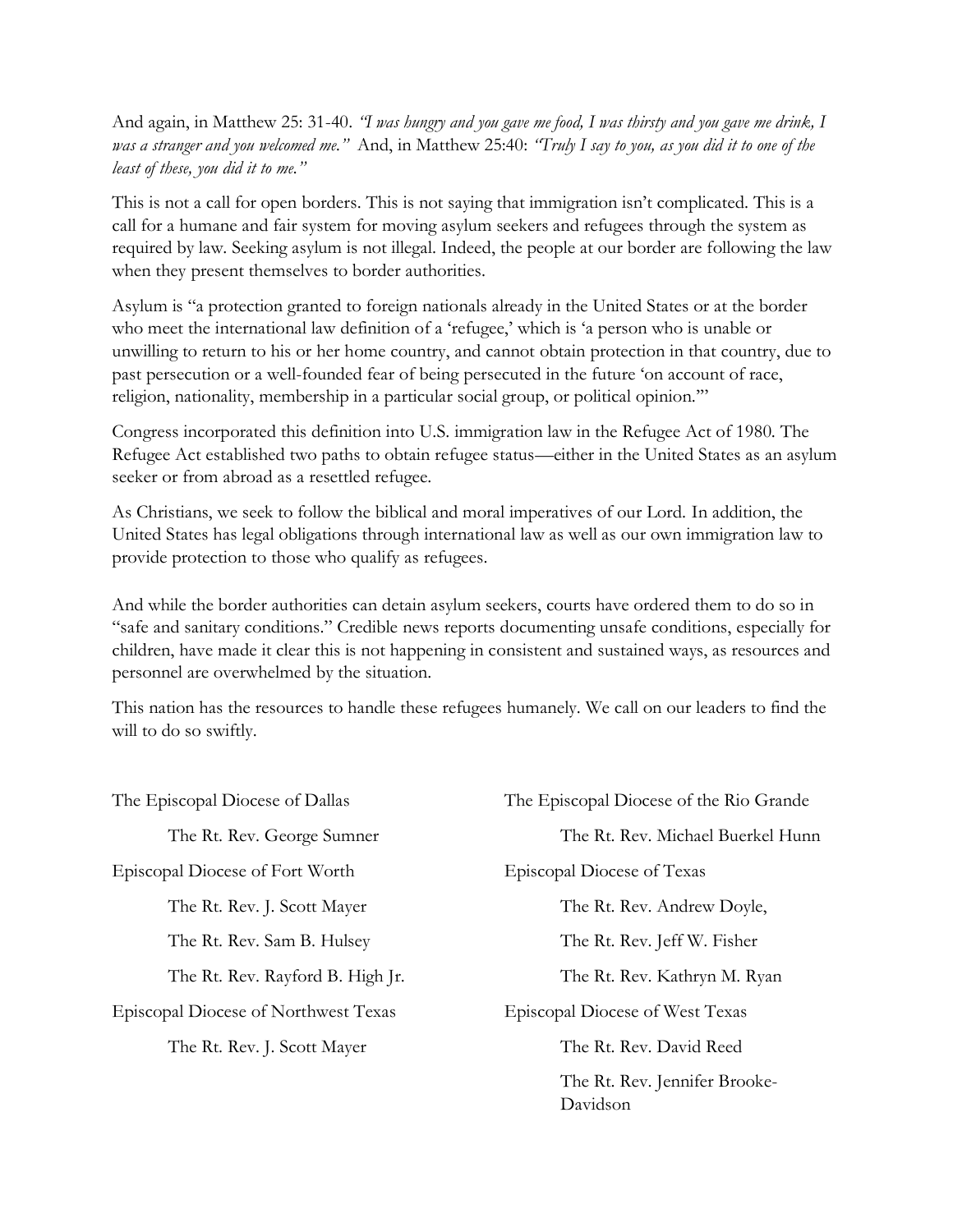And again, in Matthew 25: 31-40. *"I was hungry and you gave me food, I was thirsty and you gave me drink, I was a stranger and you welcomed me."* And, in Matthew 25:40: *"Truly I say to you, as you did it to one of the least of these, you did it to me."*

This is not a call for open borders. This is not saying that immigration isn't complicated. This is a call for a humane and fair system for moving asylum seekers and refugees through the system as required by law. Seeking asylum is not illegal. Indeed, the people at our border are following the law when they present themselves to border authorities.

Asylum is "a protection granted to foreign nationals already in the United States or at the border who meet the international law definition of a 'refugee,' which is 'a person who is unable or unwilling to return to his or her home country, and cannot obtain protection in that country, due to past persecution or a well-founded fear of being persecuted in the future 'on account of race, religion, nationality, membership in a particular social group, or political opinion.'"'

Congress incorporated this definition into U.S. immigration law in the Refugee Act of 1980. The Refugee Act established two paths to obtain refugee status—either in the United States as an asylum seeker or from abroad as a resettled refugee.

As Christians, we seek to follow the biblical and moral imperatives of our Lord. In addition, the United States has legal obligations through international law as well as our own immigration law to provide protection to those who qualify as refugees.

And while the border authorities can detain asylum seekers, courts have ordered them to do so in "safe and sanitary conditions." Credible news reports documenting unsafe conditions, especially for children, have made it clear this is not happening in consistent and sustained ways, as resources and personnel are overwhelmed by the situation.

This nation has the resources to handle these refugees humanely. We call on our leaders to find the will to do so swiftly.

The Episcopal Diocese of Dallas

The Rt. Rev. George Sumner

Episcopal Diocese of Fort Worth

The Rt. Rev. J. Scott Mayer

The Rt. Rev. Sam B. Hulsey

The Rt. Rev. Rayford B. High Jr.

Episcopal Diocese of Northwest Texas

The Rt. Rev. J. Scott Mayer

The Episcopal Diocese of the Rio Grande

The Rt. Rev. Michael Buerkel Hunn

Episcopal Diocese of Texas

The Rt. Rev. Andrew Doyle,

The Rt. Rev. Jeff W. Fisher

The Rt. Rev. Kathryn M. Ryan

Episcopal Diocese of West Texas

The Rt. Rev. David Reed

The Rt. Rev. Jennifer Brooke-Davidson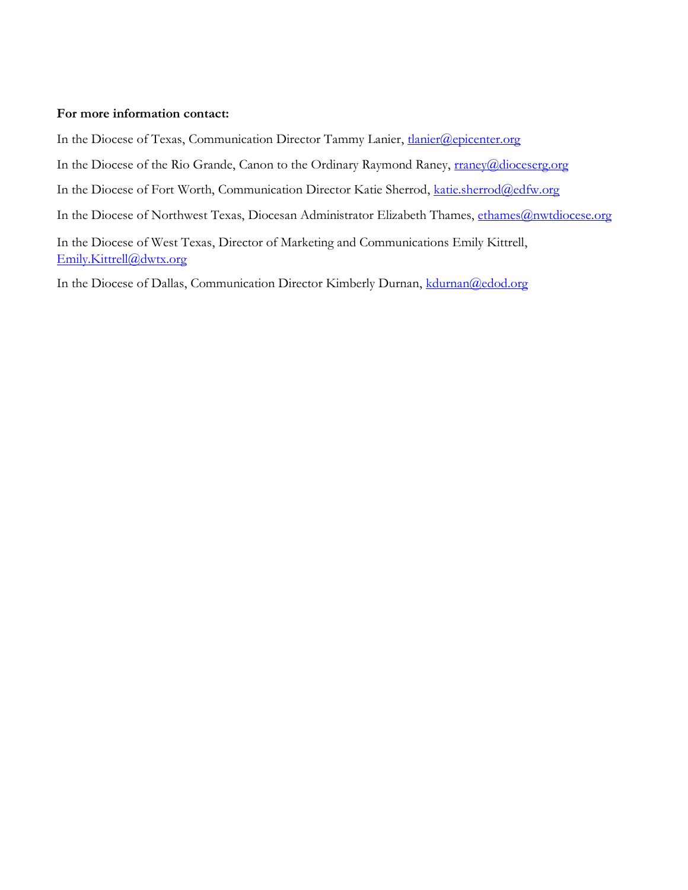**For more information contact:**

In the Diocese of Texas, Communication Director Tammy Lanier, tlanier@epicenter.org

In the Diocese of the Rio Grande, Canon to the Ordinary Raymond Raney, rraney@dioceserg.org

In the Diocese of Fort Worth, Communication Director Katie Sherrod, katie.sherrod@edfw.org

In the Diocese of Northwest Texas, Diocesan Administrator Elizabeth Thames, ethames@nwtdiocese.org

In the Diocese of West Texas, Director of Marketing and Communications Emily Kittrell, Emily.Kittrell@dwtx.org

In the Diocese of Dallas, Communication Director Kimberly Durnan, kdurnan@edod.org